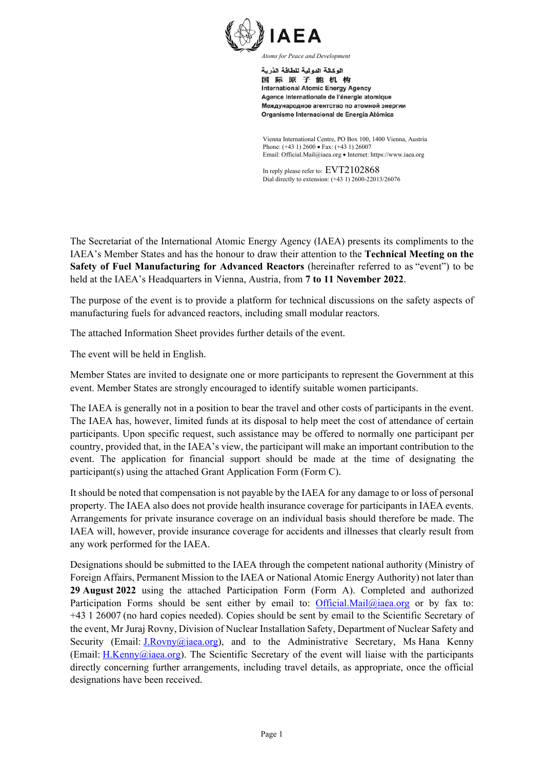IAEA

*Atoms for Peace and Development*

الوكالة الدولية للطاقة الذرية
国 际 原 子 能 机 构
International Atomic Energy Agency
Agence internationale de l'énergie atomique
Международное агентство по атомной энергии
Organismo Internacional de Energía Atómica

Vienna International Centre, PO Box 100, 1400 Vienna, Austria
Phone: (+43 1) 2600 • Fax: (+43 1) 26007
Email: Official.Mail@iaea.org • Internet: https://www.iaea.org

In reply please refer to: EVT2102868
Dial directly to extension: (+43 1) 2600-22013/26076

The Secretariat of the International Atomic Energy Agency (IAEA) presents its compliments to the IAEA's Member States and has the honour to draw their attention to the **Technical Meeting on the Safety of Fuel Manufacturing for Advanced Reactors** (hereinafter referred to as "event") to be held at the IAEA's Headquarters in Vienna, Austria, from **7 to 11 November 2022**.

The purpose of the event is to provide a platform for technical discussions on the safety aspects of manufacturing fuels for advanced reactors, including small modular reactors.

The attached Information Sheet provides further details of the event.

The event will be held in English.

Member States are invited to designate one or more participants to represent the Government at this event. Member States are strongly encouraged to identify suitable women participants.

The IAEA is generally not in a position to bear the travel and other costs of participants in the event. The IAEA has, however, limited funds at its disposal to help meet the cost of attendance of certain participants. Upon specific request, such assistance may be offered to normally one participant per country, provided that, in the IAEA's view, the participant will make an important contribution to the event. The application for financial support should be made at the time of designating the participant(s) using the attached Grant Application Form (Form C).

It should be noted that compensation is not payable by the IAEA for any damage to or loss of personal property. The IAEA also does not provide health insurance coverage for participants in IAEA events. Arrangements for private insurance coverage on an individual basis should therefore be made. The IAEA will, however, provide insurance coverage for accidents and illnesses that clearly result from any work performed for the IAEA.

Designations should be submitted to the IAEA through the competent national authority (Ministry of Foreign Affairs, Permanent Mission to the IAEA or National Atomic Energy Authority) not later than **29 August 2022** using the attached Participation Form (Form A). Completed and authorized Participation Forms should be sent either by email to: Official.Mail@iaea.org or by fax to: +43 1 26007 (no hard copies needed). Copies should be sent by email to the Scientific Secretary of the event, Mr Juraj Rovny, Division of Nuclear Installation Safety, Department of Nuclear Safety and Security (Email: J.Rovny@iaea.org), and to the Administrative Secretary, Ms Hana Kenny (Email: H.Kenny@iaea.org). The Scientific Secretary of the event will liaise with the participants directly concerning further arrangements, including travel details, as appropriate, once the official designations have been received.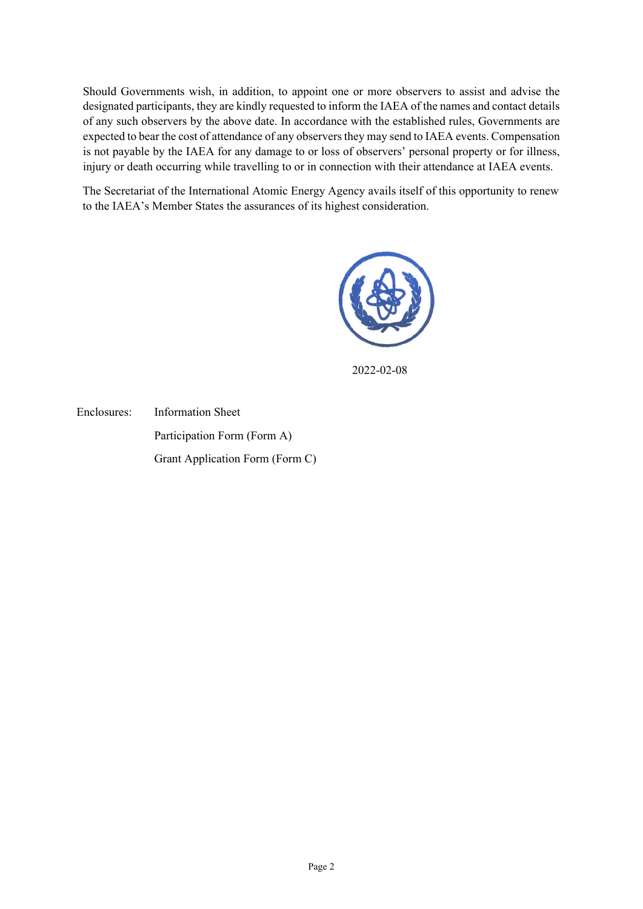Should Governments wish, in addition, to appoint one or more observers to assist and advise the designated participants, they are kindly requested to inform the IAEA of the names and contact details of any such observers by the above date. In accordance with the established rules, Governments are expected to bear the cost of attendance of any observers they may send to IAEA events. Compensation is not payable by the IAEA for any damage to or loss of observers' personal property or for illness, injury or death occurring while travelling to or in connection with their attendance at IAEA events.

The Secretariat of the International Atomic Energy Agency avails itself of this opportunity to renew to the IAEA's Member States the assurances of its highest consideration.

2022-02-08

Enclosures: Information Sheet

Participation Form (Form A)

Grant Application Form (Form C)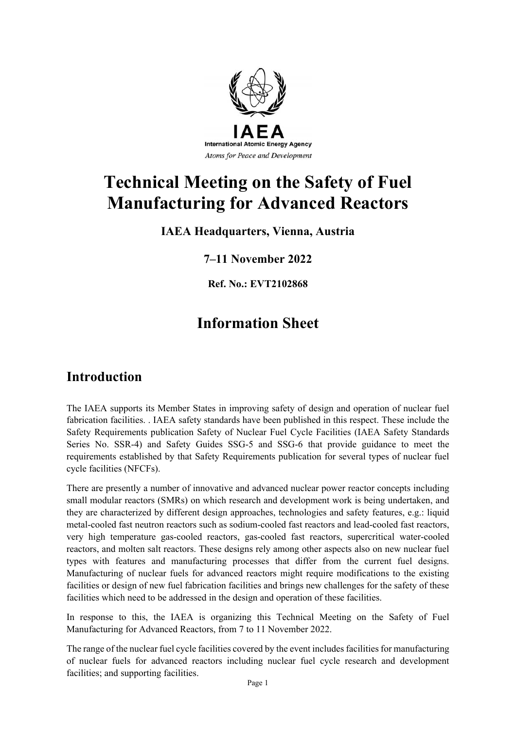# Technical Meeting on the Safety of Fuel Manufacturing for Advanced Reactors

**IAEA Headquarters, Vienna, Austria**

**7–11 November 2022**

**Ref. No.: EVT2102868**

## Information Sheet

## Introduction

The IAEA supports its Member States in improving safety of design and operation of nuclear fuel fabrication facilities. . IAEA safety standards have been published in this respect. These include the Safety Requirements publication Safety of Nuclear Fuel Cycle Facilities (IAEA Safety Standards Series No. SSR-4) and Safety Guides SSG-5 and SSG-6 that provide guidance to meet the requirements established by that Safety Requirements publication for several types of nuclear fuel cycle facilities (NFCFs).

There are presently a number of innovative and advanced nuclear power reactor concepts including small modular reactors (SMRs) on which research and development work is being undertaken, and they are characterized by different design approaches, technologies and safety features, e.g.: liquid metal-cooled fast neutron reactors such as sodium-cooled fast reactors and lead-cooled fast reactors, very high temperature gas-cooled reactors, gas-cooled fast reactors, supercritical water-cooled reactors, and molten salt reactors. These designs rely among other aspects also on new nuclear fuel types with features and manufacturing processes that differ from the current fuel designs. Manufacturing of nuclear fuels for advanced reactors might require modifications to the existing facilities or design of new fuel fabrication facilities and brings new challenges for the safety of these facilities which need to be addressed in the design and operation of these facilities.

In response to this, the IAEA is organizing this Technical Meeting on the Safety of Fuel Manufacturing for Advanced Reactors, from 7 to 11 November 2022.

The range of the nuclear fuel cycle facilities covered by the event includes facilities for manufacturing of nuclear fuels for advanced reactors including nuclear fuel cycle research and development facilities; and supporting facilities.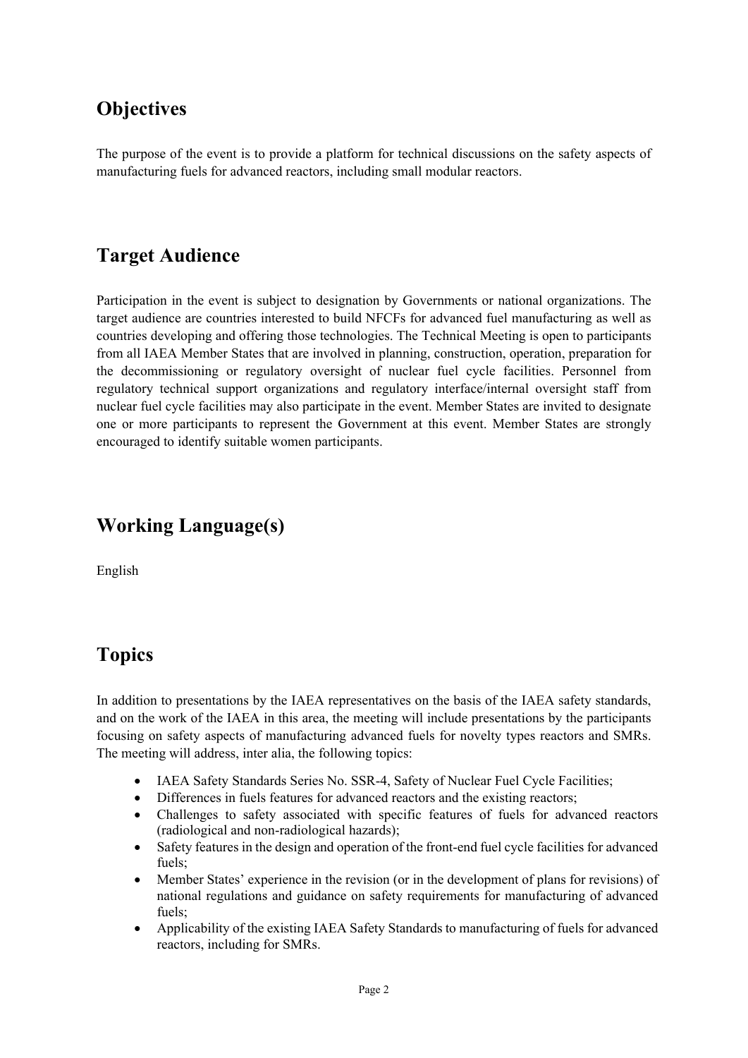## Objectives

The purpose of the event is to provide a platform for technical discussions on the safety aspects of manufacturing fuels for advanced reactors, including small modular reactors.

## Target Audience

Participation in the event is subject to designation by Governments or national organizations. The target audience are countries interested to build NFCFs for advanced fuel manufacturing as well as countries developing and offering those technologies. The Technical Meeting is open to participants from all IAEA Member States that are involved in planning, construction, operation, preparation for the decommissioning or regulatory oversight of nuclear fuel cycle facilities. Personnel from regulatory technical support organizations and regulatory interface/internal oversight staff from nuclear fuel cycle facilities may also participate in the event. Member States are invited to designate one or more participants to represent the Government at this event. Member States are strongly encouraged to identify suitable women participants.

## Working Language(s)

English

## Topics

In addition to presentations by the IAEA representatives on the basis of the IAEA safety standards, and on the work of the IAEA in this area, the meeting will include presentations by the participants focusing on safety aspects of manufacturing advanced fuels for novelty types reactors and SMRs. The meeting will address, inter alia, the following topics:

- IAEA Safety Standards Series No. SSR-4, Safety of Nuclear Fuel Cycle Facilities;
- Differences in fuels features for advanced reactors and the existing reactors;
- Challenges to safety associated with specific features of fuels for advanced reactors (radiological and non-radiological hazards);
- Safety features in the design and operation of the front-end fuel cycle facilities for advanced fuels;
- Member States' experience in the revision (or in the development of plans for revisions) of national regulations and guidance on safety requirements for manufacturing of advanced fuels;
- Applicability of the existing IAEA Safety Standards to manufacturing of fuels for advanced reactors, including for SMRs.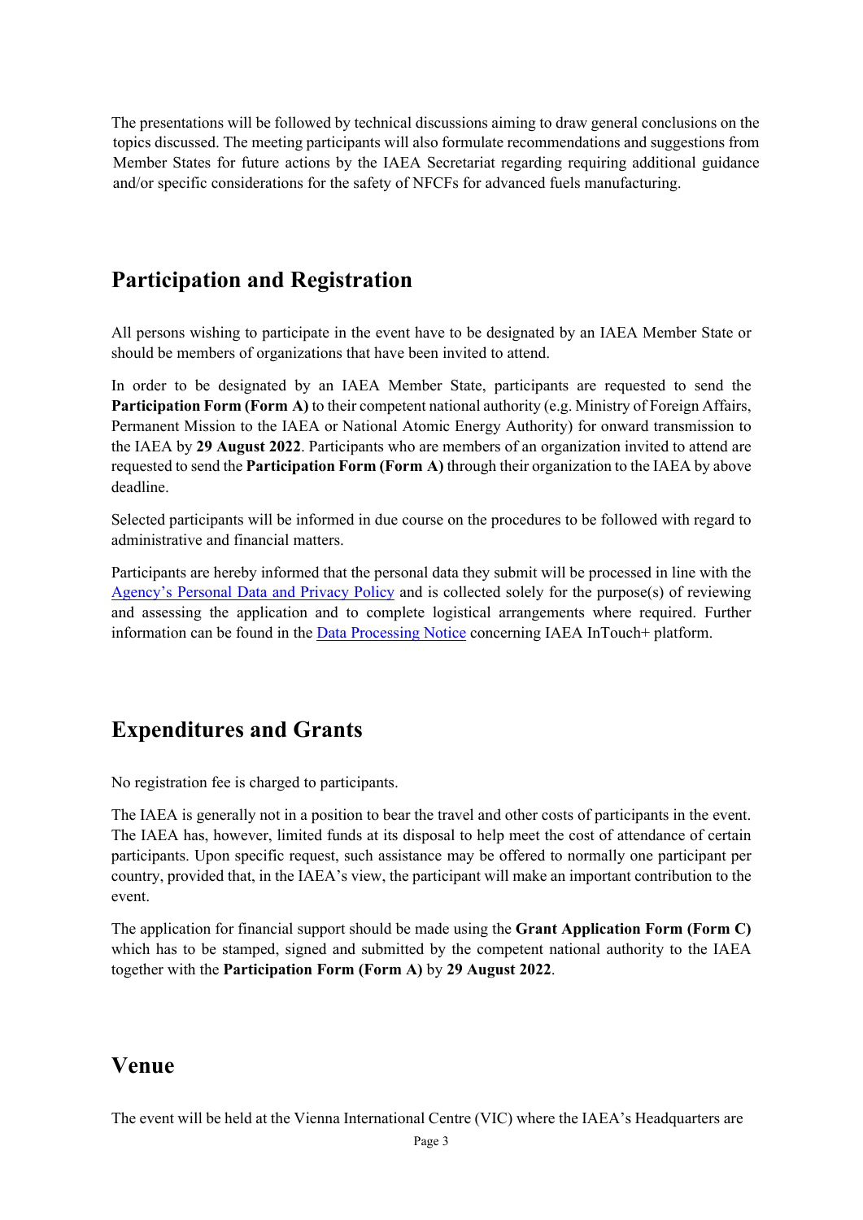The presentations will be followed by technical discussions aiming to draw general conclusions on the topics discussed. The meeting participants will also formulate recommendations and suggestions from Member States for future actions by the IAEA Secretariat regarding requiring additional guidance and/or specific considerations for the safety of NFCFs for advanced fuels manufacturing.

## Participation and Registration

All persons wishing to participate in the event have to be designated by an IAEA Member State or should be members of organizations that have been invited to attend.

In order to be designated by an IAEA Member State, participants are requested to send the **Participation Form (Form A)** to their competent national authority (e.g. Ministry of Foreign Affairs, Permanent Mission to the IAEA or National Atomic Energy Authority) for onward transmission to the IAEA by **29 August 2022**. Participants who are members of an organization invited to attend are requested to send the **Participation Form (Form A)** through their organization to the IAEA by above deadline.

Selected participants will be informed in due course on the procedures to be followed with regard to administrative and financial matters.

Participants are hereby informed that the personal data they submit will be processed in line with the Agency's Personal Data and Privacy Policy and is collected solely for the purpose(s) of reviewing and assessing the application and to complete logistical arrangements where required. Further information can be found in the Data Processing Notice concerning IAEA InTouch+ platform.

## Expenditures and Grants

No registration fee is charged to participants.

The IAEA is generally not in a position to bear the travel and other costs of participants in the event. The IAEA has, however, limited funds at its disposal to help meet the cost of attendance of certain participants. Upon specific request, such assistance may be offered to normally one participant per country, provided that, in the IAEA's view, the participant will make an important contribution to the event.

The application for financial support should be made using the **Grant Application Form (Form C)** which has to be stamped, signed and submitted by the competent national authority to the IAEA together with the **Participation Form (Form A)** by **29 August 2022**.

## Venue

The event will be held at the Vienna International Centre (VIC) where the IAEA's Headquarters are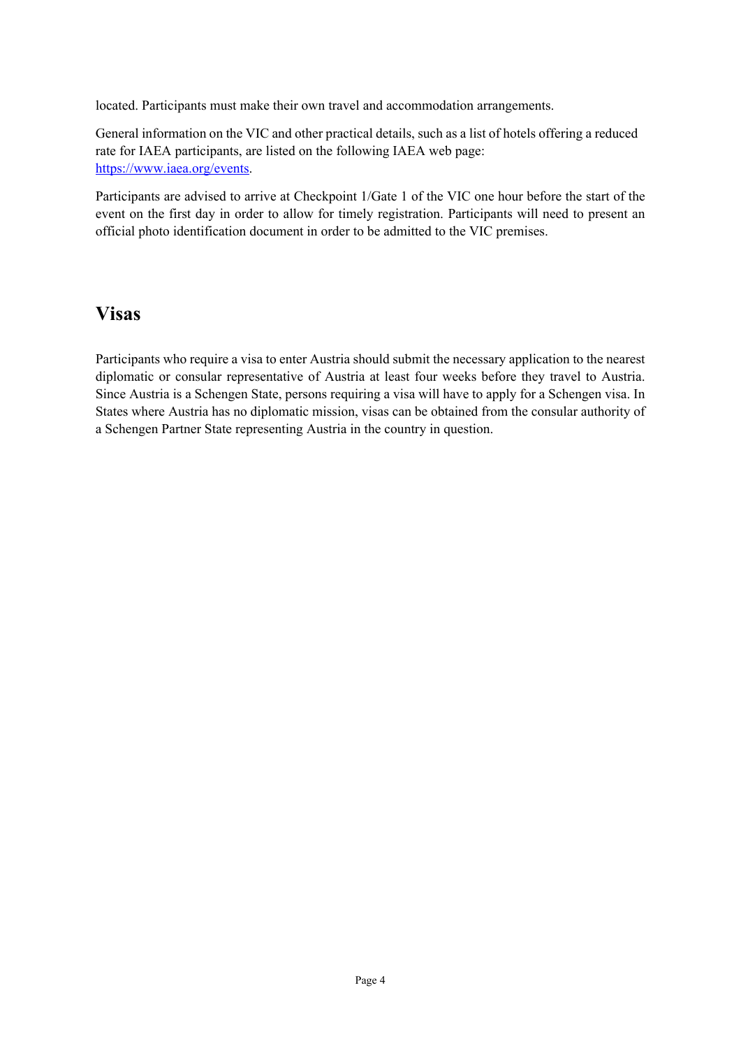located. Participants must make their own travel and accommodation arrangements.

General information on the VIC and other practical details, such as a list of hotels offering a reduced rate for IAEA participants, are listed on the following IAEA web page: [https://www.iaea.org/events](https://www.iaea.org/events).

Participants are advised to arrive at Checkpoint 1/Gate 1 of the VIC one hour before the start of the event on the first day in order to allow for timely registration. Participants will need to present an official photo identification document in order to be admitted to the VIC premises.

## Visas

Participants who require a visa to enter Austria should submit the necessary application to the nearest diplomatic or consular representative of Austria at least four weeks before they travel to Austria. Since Austria is a Schengen State, persons requiring a visa will have to apply for a Schengen visa. In States where Austria has no diplomatic mission, visas can be obtained from the consular authority of a Schengen Partner State representing Austria in the country in question.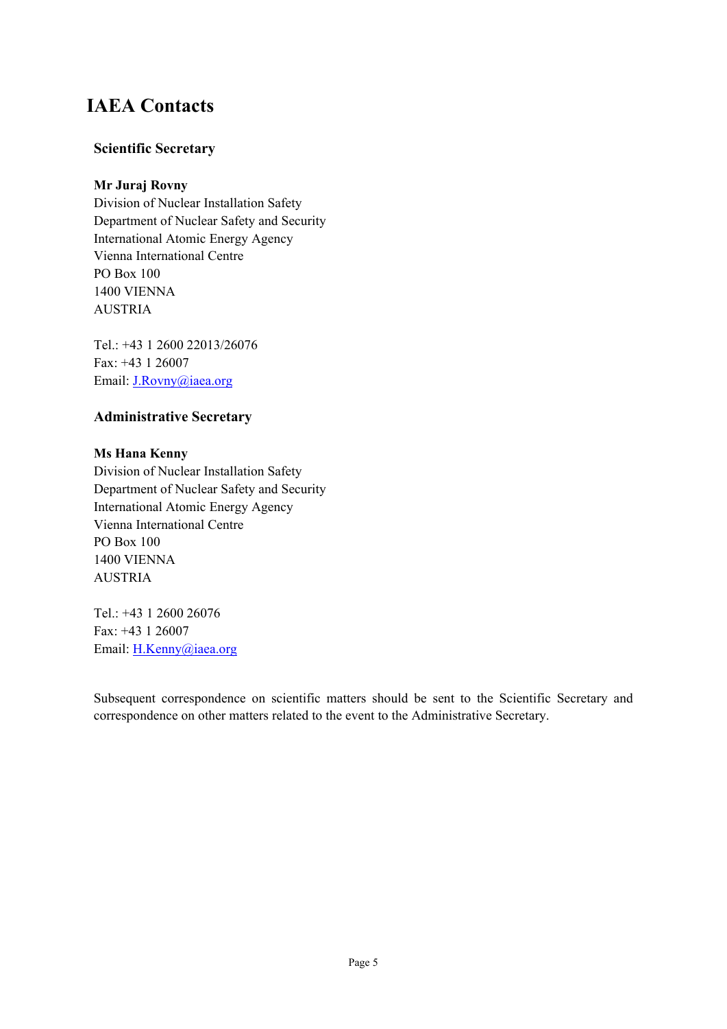# IAEA Contacts

## Scientific Secretary

**Mr Juraj Rovny**
Division of Nuclear Installation Safety
Department of Nuclear Safety and Security
International Atomic Energy Agency
Vienna International Centre
PO Box 100
1400 VIENNA
AUSTRIA

Tel.: +43 1 2600 22013/26076
Fax: +43 1 26007
Email: J.Rovny@iaea.org

## Administrative Secretary

**Ms Hana Kenny**
Division of Nuclear Installation Safety
Department of Nuclear Safety and Security
International Atomic Energy Agency
Vienna International Centre
PO Box 100
1400 VIENNA
AUSTRIA

Tel.: +43 1 2600 26076
Fax: +43 1 26007
Email: H.Kenny@iaea.org

Subsequent correspondence on scientific matters should be sent to the Scientific Secretary and correspondence on other matters related to the event to the Administrative Secretary.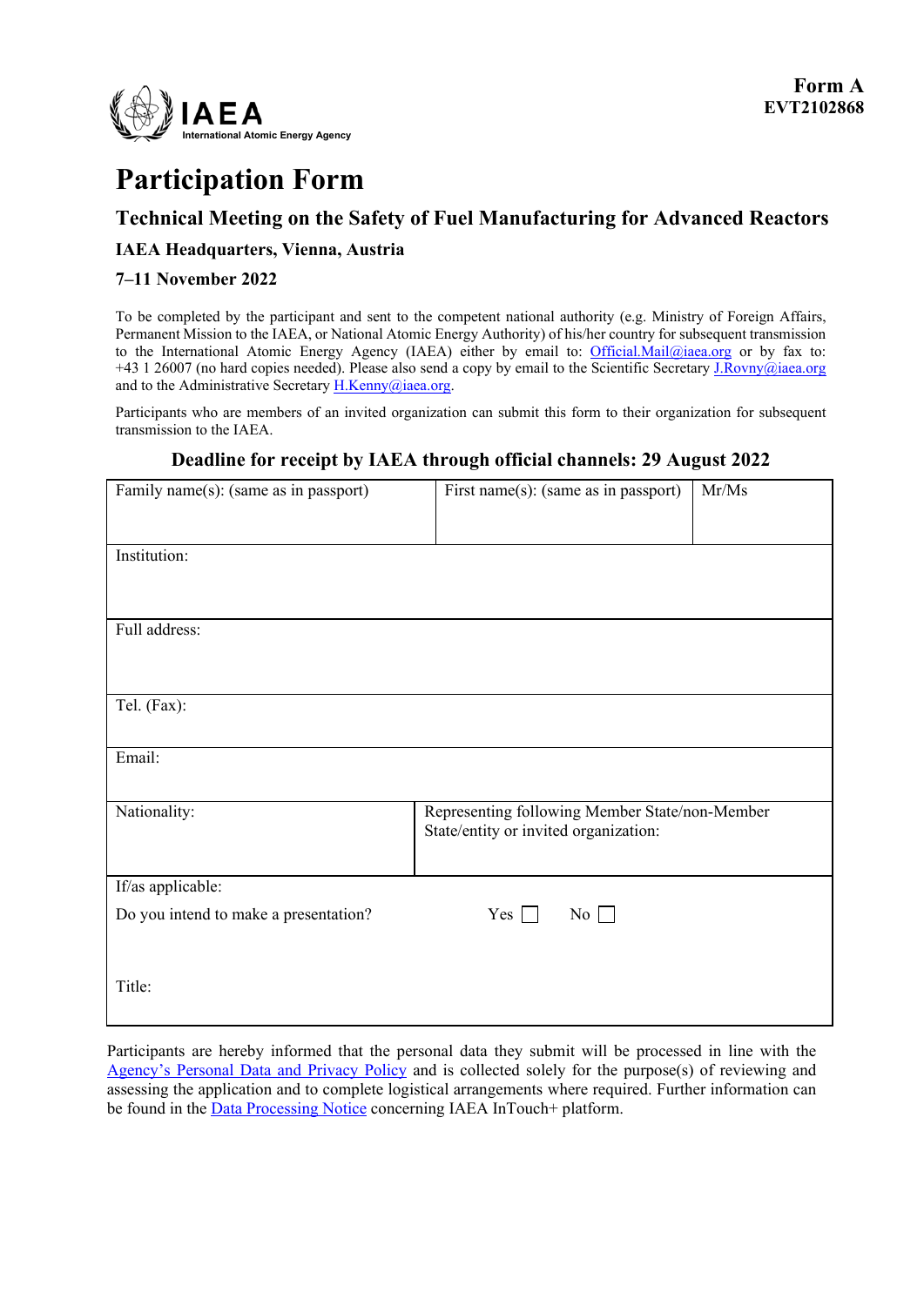**Form A**
**EVT2102868**

IAEA
International Atomic Energy Agency

# Participation Form

## Technical Meeting on the Safety of Fuel Manufacturing for Advanced Reactors

### IAEA Headquarters, Vienna, Austria

### 7–11 November 2022

To be completed by the participant and sent to the competent national authority (e.g. Ministry of Foreign Affairs, Permanent Mission to the IAEA, or National Atomic Energy Authority) of his/her country for subsequent transmission to the International Atomic Energy Agency (IAEA) either by email to: Official.Mail@iaea.org or by fax to: +43 1 26007 (no hard copies needed). Please also send a copy by email to the Scientific Secretary J.Rovny@iaea.org and to the Administrative Secretary H.Kenny@iaea.org.

Participants who are members of an invited organization can submit this form to their organization for subsequent transmission to the IAEA.

**Deadline for receipt by IAEA through official channels: 29 August 2022**

| Family name(s): (same as in passport) | First name(s): (same as in passport) | Mr/Ms |
|---|---|---|
| Institution: | | |
| Full address: | | |
| Tel. (Fax): | | |
| Email: | | |
| Nationality: | Representing following Member State/non-Member State/entity or invited organization: | |
| If/as applicable:<br>Do you intend to make a presentation? Yes ☐ No ☐<br><br>Title: | | |

Participants are hereby informed that the personal data they submit will be processed in line with the Agency's Personal Data and Privacy Policy and is collected solely for the purpose(s) of reviewing and assessing the application and to complete logistical arrangements where required. Further information can be found in the Data Processing Notice concerning IAEA InTouch+ platform.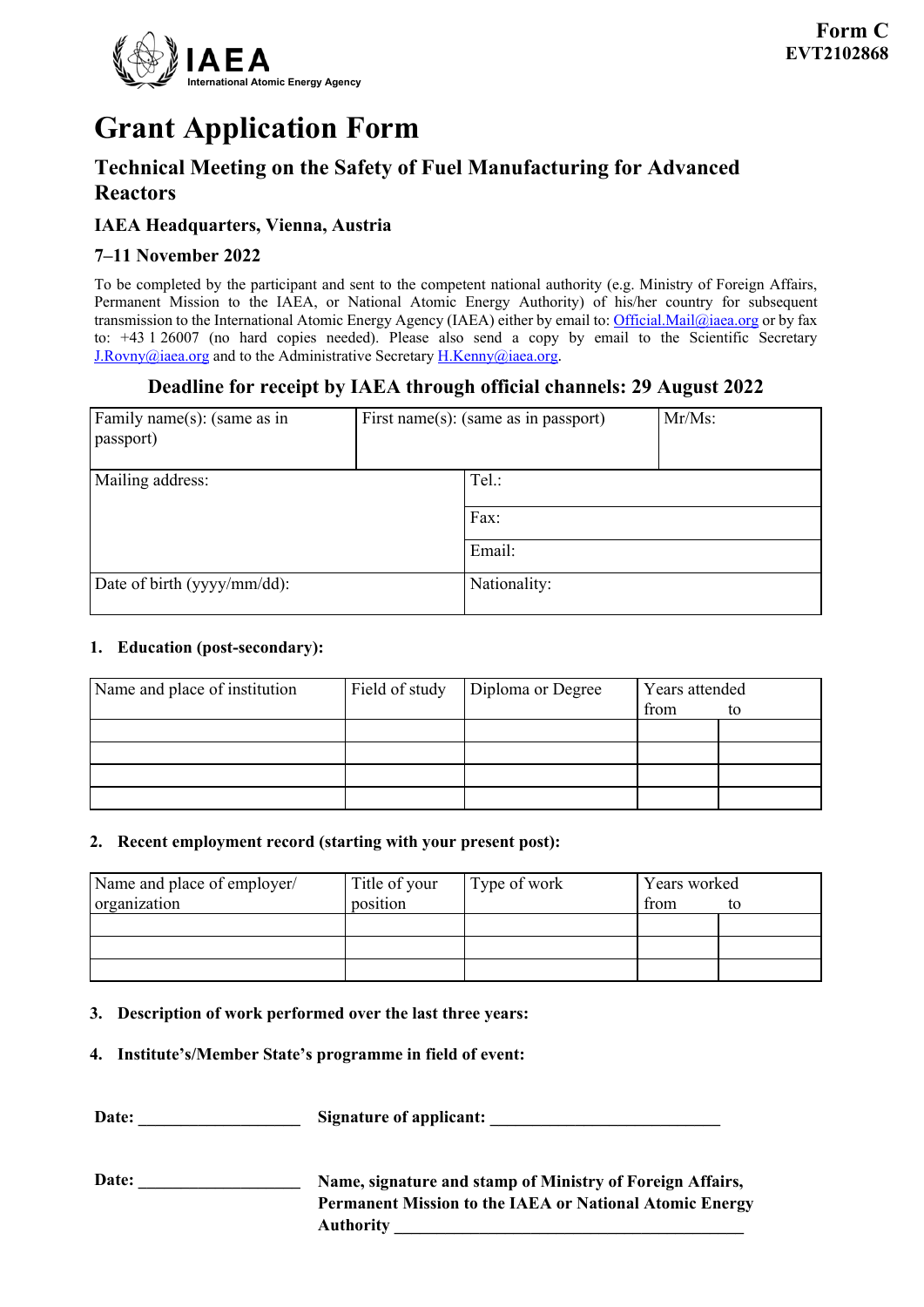**Form C**
**EVT2102868**

IAEA
International Atomic Energy Agency

# Grant Application Form

## Technical Meeting on the Safety of Fuel Manufacturing for Advanced Reactors

### IAEA Headquarters, Vienna, Austria

### 7–11 November 2022

To be completed by the participant and sent to the competent national authority (e.g. Ministry of Foreign Affairs, Permanent Mission to the IAEA, or National Atomic Energy Authority) of his/her country for subsequent transmission to the International Atomic Energy Agency (IAEA) either by email to: Official.Mail@iaea.org or by fax to: +43 1 26007 (no hard copies needed). Please also send a copy by email to the Scientific Secretary J.Rovny@iaea.org and to the Administrative Secretary H.Kenny@iaea.org.

**Deadline for receipt by IAEA through official channels: 29 August 2022**

| | | |
|---|---|---|
| Family name(s): (same as in passport) | First name(s): (same as in passport) | Mr/Ms: |

| | |
|---|---|
| Mailing address: | Tel.: |
| | Fax: |
| | Email: |
| Date of birth (yyyy/mm/dd): | Nationality: |

**1. Education (post-secondary):**

| Name and place of institution | Field of study | Diploma or Degree | Years attended from | to |
|---|---|---|---|---|
| | | | | |
| | | | | |
| | | | | |
| | | | | |

**2. Recent employment record (starting with your present post):**

| Name and place of employer/ organization | Title of your position | Type of work | Years worked from | to |
|---|---|---|---|---|
| | | | | |
| | | | | |
| | | | | |

**3. Description of work performed over the last three years:**

**4. Institute's/Member State's programme in field of event:**

**Date: ___________________** **Signature of applicant: ___________________________**

**Date: ___________________** **Name, signature and stamp of Ministry of Foreign Affairs, Permanent Mission to the IAEA or National Atomic Energy Authority ___________________________________________**